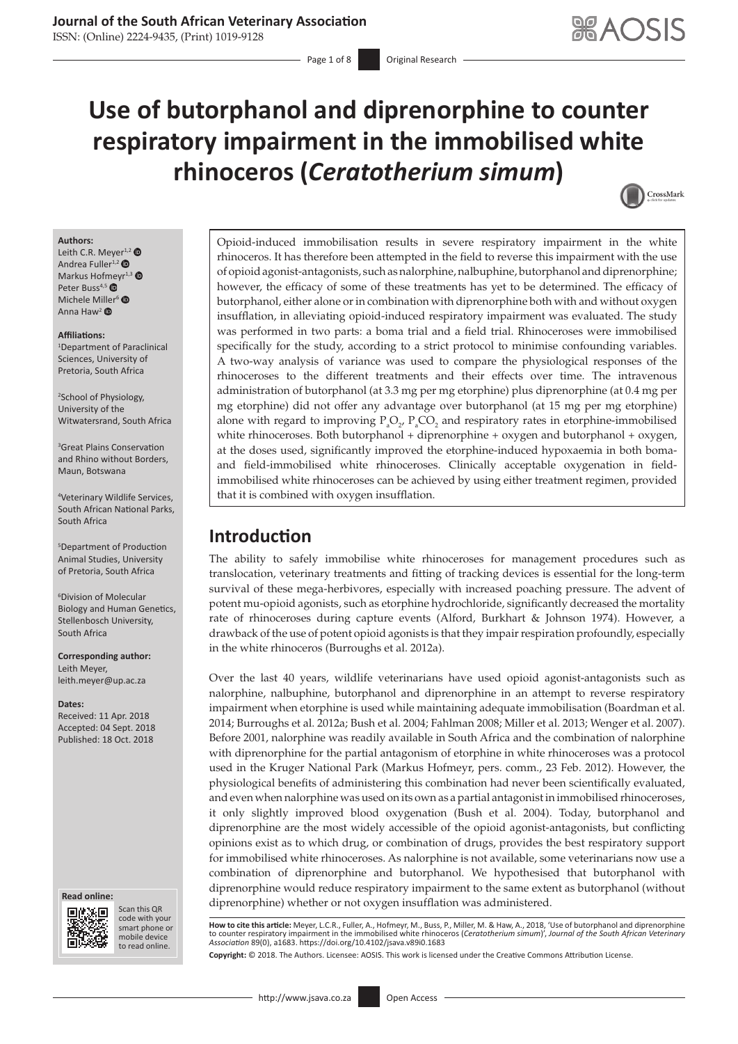# Use of butorphanol and diprenorphine to counter respiratory impairment in the immobilised white rhinoceros (*Ceratotherium simum*)

**Authors:**
Leith C.R. Meyer[1,2]
Andrea Fuller[1,2]
Markus Hofmeyr[1,3]
Peter Buss[4,5]
Michele Miller[6]
Anna Haw[2]

**Affiliations:**
[1]Department of Paraclinical Sciences, University of Pretoria, South Africa

[2]School of Physiology, University of the Witwatersrand, South Africa

[3]Great Plains Conservation and Rhino without Borders, Maun, Botswana

[4]Veterinary Wildlife Services, South African National Parks, South Africa

[5]Department of Production Animal Studies, University of Pretoria, South Africa

[6]Division of Molecular Biology and Human Genetics, Stellenbosch University, South Africa

**Corresponding author:**
Leith Meyer,
leith.meyer@up.ac.za

**Dates:**
Received: 11 Apr. 2018
Accepted: 04 Sept. 2018
Published: 18 Oct. 2018

Opioid-induced immobilisation results in severe respiratory impairment in the white rhinoceros. It has therefore been attempted in the field to reverse this impairment with the use of opioid agonist-antagonists, such as nalorphine, nalbuphine, butorphanol and diprenorphine; however, the efficacy of some of these treatments has yet to be determined. The efficacy of butorphanol, either alone or in combination with diprenorphine both with and without oxygen insufflation, in alleviating opioid-induced respiratory impairment was evaluated. The study was performed in two parts: a boma trial and a field trial. Rhinoceroses were immobilised specifically for the study, according to a strict protocol to minimise confounding variables. A two-way analysis of variance was used to compare the physiological responses of the rhinoceroses to the different treatments and their effects over time. The intravenous administration of butorphanol (at 3.3 mg per mg etorphine) plus diprenorphine (at 0.4 mg per mg etorphine) did not offer any advantage over butorphanol (at 15 mg per mg etorphine) alone with regard to improving $P_aO_2$, $P_aCO_2$ and respiratory rates in etorphine-immobilised white rhinoceroses. Both butorphanol + diprenorphine + oxygen and butorphanol + oxygen, at the doses used, significantly improved the etorphine-induced hypoxaemia in both boma- and field-immobilised white rhinoceroses. Clinically acceptable oxygenation in field-immobilised white rhinoceroses can be achieved by using either treatment regimen, provided that it is combined with oxygen insufflation.

## Introduction

The ability to safely immobilise white rhinoceroses for management procedures such as translocation, veterinary treatments and fitting of tracking devices is essential for the long-term survival of these mega-herbivores, especially with increased poaching pressure. The advent of potent mu-opioid agonists, such as etorphine hydrochloride, significantly decreased the mortality rate of rhinoceroses during capture events (Alford, Burkhart & Johnson 1974). However, a drawback of the use of potent opioid agonists is that they impair respiration profoundly, especially in the white rhinoceros (Burroughs et al. 2012a).

Over the last 40 years, wildlife veterinarians have used opioid agonist-antagonists such as nalorphine, nalbuphine, butorphanol and diprenorphine in an attempt to reverse respiratory impairment when etorphine is used while maintaining adequate immobilisation (Boardman et al. 2014; Burroughs et al. 2012a; Bush et al. 2004; Fahlman 2008; Miller et al. 2013; Wenger et al. 2007). Before 2001, nalorphine was readily available in South Africa and the combination of nalorphine with diprenorphine for the partial antagonism of etorphine in white rhinoceroses was a protocol used in the Kruger National Park (Markus Hofmeyr, pers. comm., 23 Feb. 2012). However, the physiological benefits of administering this combination had never been scientifically evaluated, and even when nalorphine was used on its own as a partial antagonist in immobilised rhinoceroses, it only slightly improved blood oxygenation (Bush et al. 2004). Today, butorphanol and diprenorphine are the most widely accessible of the opioid agonist-antagonists, but conflicting opinions exist as to which drug, or combination of drugs, provides the best respiratory support for immobilised white rhinoceroses. As nalorphine is not available, some veterinarians now use a combination of diprenorphine and butorphanol. We hypothesised that butorphanol with diprenorphine would reduce respiratory impairment to the same extent as butorphanol (without diprenorphine) whether or not oxygen insufflation was administered.

**How to cite this article:** Meyer, L.C.R., Fuller, A., Hofmeyr, M., Buss, P., Miller, M. & Haw, A., 2018, 'Use of butorphanol and diprenorphine to counter respiratory impairment in the immobilised white rhinoceros (*Ceratotherium simum*)', *Journal of the South African Veterinary Association* 89(0), a1683. https://doi.org/10.4102/jsava.v89i0.1683

**Copyright:** © 2018. The Authors. Licensee: AOSIS. This work is licensed under the Creative Commons Attribution License.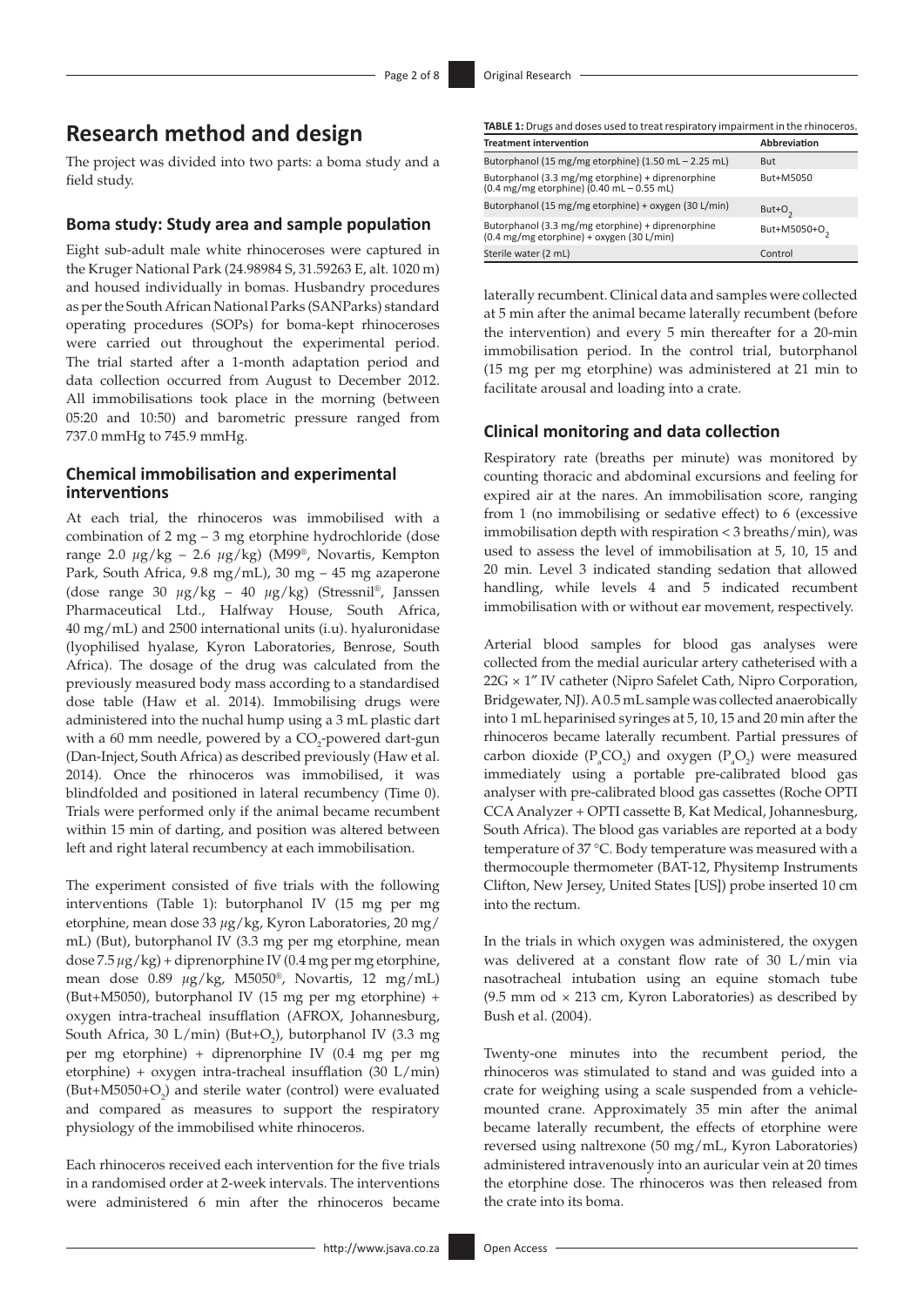## Research method and design

The project was divided into two parts: a boma study and a field study.

### Boma study: Study area and sample population

Eight sub-adult male white rhinoceroses were captured in the Kruger National Park (24.98984 S, 31.59263 E, alt. 1020 m) and housed individually in bomas. Husbandry procedures as per the South African National Parks (SANParks) standard operating procedures (SOPs) for boma-kept rhinoceroses were carried out throughout the experimental period. The trial started after a 1-month adaptation period and data collection occurred from August to December 2012. All immobilisations took place in the morning (between 05:20 and 10:50) and barometric pressure ranged from 737.0 mmHg to 745.9 mmHg.

### Chemical immobilisation and experimental interventions

At each trial, the rhinoceros was immobilised with a combination of 2 mg – 3 mg etorphine hydrochloride (dose range 2.0 *µ*g/kg – 2.6 *µ*g/kg) (M99®, Novartis, Kempton Park, South Africa, 9.8 mg/mL), 30 mg – 45 mg azaperone (dose range 30 *µ*g/kg – 40 *µ*g/kg) (Stressnil®, Janssen Pharmaceutical Ltd., Halfway House, South Africa, 40 mg/mL) and 2500 international units (i.u). hyaluronidase (lyophilised hyalase, Kyron Laboratories, Benrose, South Africa). The dosage of the drug was calculated from the previously measured body mass according to a standardised dose table (Haw et al. 2014). Immobilising drugs were administered into the nuchal hump using a 3 mL plastic dart with a 60 mm needle, powered by a $CO_2$-powered dart-gun (Dan-Inject, South Africa) as described previously (Haw et al. 2014). Once the rhinoceros was immobilised, it was blindfolded and positioned in lateral recumbency (Time 0). Trials were performed only if the animal became recumbent within 15 min of darting, and position was altered between left and right lateral recumbency at each immobilisation.

The experiment consisted of five trials with the following interventions (Table 1): butorphanol IV (15 mg per mg etorphine, mean dose 33 *µ*g/kg, Kyron Laboratories, 20 mg/mL) (But), butorphanol IV (3.3 mg per mg etorphine, mean dose 7.5 *µ*g/kg) + diprenorphine IV (0.4 mg per mg etorphine, mean dose 0.89 *µ*g/kg, M5050®, Novartis, 12 mg/mL) (But+M5050), butorphanol IV (15 mg per mg etorphine) + oxygen intra-tracheal insufflation (AFROX, Johannesburg, South Africa, 30 L/min) (But+$O_2$), butorphanol IV (3.3 mg per mg etorphine) + diprenorphine IV (0.4 mg per mg etorphine) + oxygen intra-tracheal insufflation (30 L/min) (But+M5050+$O_2$) and sterile water (control) were evaluated and compared as measures to support the respiratory physiology of the immobilised white rhinoceros.

Each rhinoceros received each intervention for the five trials in a randomised order at 2-week intervals. The interventions were administered 6 min after the rhinoceros became laterally recumbent. Clinical data and samples were collected at 5 min after the animal became laterally recumbent (before the intervention) and every 5 min thereafter for a 20-min immobilisation period. In the control trial, butorphanol (15 mg per mg etorphine) was administered at 21 min to facilitate arousal and loading into a crate.

**TABLE 1:** Drugs and doses used to treat respiratory impairment in the rhinoceros.

| Treatment intervention | Abbreviation |
|---|---|
| Butorphanol (15 mg/mg etorphine) (1.50 mL – 2.25 mL) | But |
| Butorphanol (3.3 mg/mg etorphine) + diprenorphine (0.4 mg/mg etorphine) (0.40 mL – 0.55 mL) | But+M5050 |
| Butorphanol (15 mg/mg etorphine) + oxygen (30 L/min) | But+$O_2$ |
| Butorphanol (3.3 mg/mg etorphine) + diprenorphine (0.4 mg/mg etorphine) + oxygen (30 L/min) | But+M5050+$O_2$ |
| Sterile water (2 mL) | Control |

### Clinical monitoring and data collection

Respiratory rate (breaths per minute) was monitored by counting thoracic and abdominal excursions and feeling for expired air at the nares. An immobilisation score, ranging from 1 (no immobilising or sedative effect) to 6 (excessive immobilisation depth with respiration < 3 breaths/min), was used to assess the level of immobilisation at 5, 10, 15 and 20 min. Level 3 indicated standing sedation that allowed handling, while levels 4 and 5 indicated recumbent immobilisation with or without ear movement, respectively.

Arterial blood samples for blood gas analyses were collected from the medial auricular artery catheterised with a 22G × 1″ IV catheter (Nipro Safelet Cath, Nipro Corporation, Bridgewater, NJ). A 0.5 mL sample was collected anaerobically into 1 mL heparinised syringes at 5, 10, 15 and 20 min after the rhinoceros became laterally recumbent. Partial pressures of carbon dioxide ($P_aCO_2$) and oxygen ($P_aO_2$) were measured immediately using a portable pre-calibrated blood gas analyser with pre-calibrated blood gas cassettes (Roche OPTI CCA Analyzer + OPTI cassette B, Kat Medical, Johannesburg, South Africa). The blood gas variables are reported at a body temperature of 37 °C. Body temperature was measured with a thermocouple thermometer (BAT-12, Physitemp Instruments Clifton, New Jersey, United States [US]) probe inserted 10 cm into the rectum.

In the trials in which oxygen was administered, the oxygen was delivered at a constant flow rate of 30 L/min via nasotracheal intubation using an equine stomach tube (9.5 mm od × 213 cm, Kyron Laboratories) as described by Bush et al. (2004).

Twenty-one minutes into the recumbent period, the rhinoceros was stimulated to stand and was guided into a crate for weighing using a scale suspended from a vehicle-mounted crane. Approximately 35 min after the animal became laterally recumbent, the effects of etorphine were reversed using naltrexone (50 mg/mL, Kyron Laboratories) administered intravenously into an auricular vein at 20 times the etorphine dose. The rhinoceros was then released from the crate into its boma.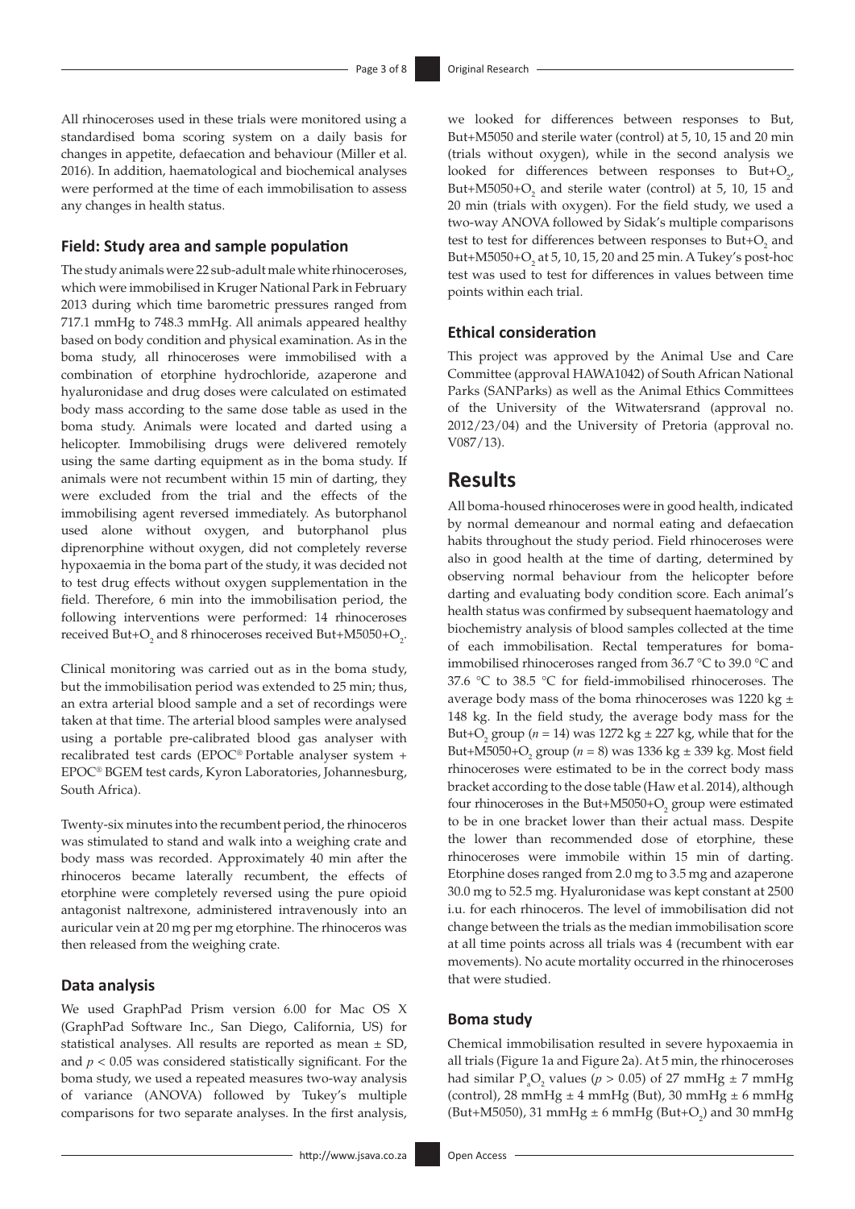All rhinoceroses used in these trials were monitored using a standardised boma scoring system on a daily basis for changes in appetite, defaecation and behaviour (Miller et al. 2016). In addition, haematological and biochemical analyses were performed at the time of each immobilisation to assess any changes in health status.

### Field: Study area and sample population

The study animals were 22 sub-adult male white rhinoceroses, which were immobilised in Kruger National Park in February 2013 during which time barometric pressures ranged from 717.1 mmHg to 748.3 mmHg. All animals appeared healthy based on body condition and physical examination. As in the boma study, all rhinoceroses were immobilised with a combination of etorphine hydrochloride, azaperone and hyaluronidase and drug doses were calculated on estimated body mass according to the same dose table as used in the boma study. Animals were located and darted using a helicopter. Immobilising drugs were delivered remotely using the same darting equipment as in the boma study. If animals were not recumbent within 15 min of darting, they were excluded from the trial and the effects of the immobilising agent reversed immediately. As butorphanol used alone without oxygen, and butorphanol plus diprenorphine without oxygen, did not completely reverse hypoxaemia in the boma part of the study, it was decided not to test drug effects without oxygen supplementation in the field. Therefore, 6 min into the immobilisation period, the following interventions were performed: 14 rhinoceroses received But+$O_2$ and 8 rhinoceroses received But+M5050+$O_2$.

Clinical monitoring was carried out as in the boma study, but the immobilisation period was extended to 25 min; thus, an extra arterial blood sample and a set of recordings were taken at that time. The arterial blood samples were analysed using a portable pre-calibrated blood gas analyser with recalibrated test cards (EPOC® Portable analyser system + EPOC® BGEM test cards, Kyron Laboratories, Johannesburg, South Africa).

Twenty-six minutes into the recumbent period, the rhinoceros was stimulated to stand and walk into a weighing crate and body mass was recorded. Approximately 40 min after the rhinoceros became laterally recumbent, the effects of etorphine were completely reversed using the pure opioid antagonist naltrexone, administered intravenously into an auricular vein at 20 mg per mg etorphine. The rhinoceros was then released from the weighing crate.

### Data analysis

We used GraphPad Prism version 6.00 for Mac OS X (GraphPad Software Inc., San Diego, California, US) for statistical analyses. All results are reported as mean ± SD, and $p < 0.05$ was considered statistically significant. For the boma study, we used a repeated measures two-way analysis of variance (ANOVA) followed by Tukey's multiple comparisons for two separate analyses. In the first analysis, we looked for differences between responses to But, But+M5050 and sterile water (control) at 5, 10, 15 and 20 min (trials without oxygen), while in the second analysis we looked for differences between responses to But+$O_2$, But+M5050+$O_2$ and sterile water (control) at 5, 10, 15 and 20 min (trials with oxygen). For the field study, we used a two-way ANOVA followed by Sidak's multiple comparisons test to test for differences between responses to But+$O_2$ and But+M5050+$O_2$ at 5, 10, 15, 20 and 25 min. A Tukey's post-hoc test was used to test for differences in values between time points within each trial.

### Ethical consideration

This project was approved by the Animal Use and Care Committee (approval HAWA1042) of South African National Parks (SANParks) as well as the Animal Ethics Committees of the University of the Witwatersrand (approval no. 2012/23/04) and the University of Pretoria (approval no. V087/13).

## Results

All boma-housed rhinoceroses were in good health, indicated by normal demeanour and normal eating and defaecation habits throughout the study period. Field rhinoceroses were also in good health at the time of darting, determined by observing normal behaviour from the helicopter before darting and evaluating body condition score. Each animal's health status was confirmed by subsequent haematology and biochemistry analysis of blood samples collected at the time of each immobilisation. Rectal temperatures for boma-immobilised rhinoceroses ranged from 36.7 °C to 39.0 °C and 37.6 °C to 38.5 °C for field-immobilised rhinoceroses. The average body mass of the boma rhinoceroses was 1220 kg ± 148 kg. In the field study, the average body mass for the But+$O_2$ group ($n$ = 14) was 1272 kg ± 227 kg, while that for the But+M5050+$O_2$ group ($n$ = 8) was 1336 kg ± 339 kg. Most field rhinoceroses were estimated to be in the correct body mass bracket according to the dose table (Haw et al. 2014), although four rhinoceroses in the But+M5050+$O_2$ group were estimated to be in one bracket lower than their actual mass. Despite the lower than recommended dose of etorphine, these rhinoceroses were immobile within 15 min of darting. Etorphine doses ranged from 2.0 mg to 3.5 mg and azaperone 30.0 mg to 52.5 mg. Hyaluronidase was kept constant at 2500 i.u. for each rhinoceros. The level of immobilisation did not change between the trials as the median immobilisation score at all time points across all trials was 4 (recumbent with ear movements). No acute mortality occurred in the rhinoceroses that were studied.

### Boma study

Chemical immobilisation resulted in severe hypoxaemia in all trials (Figure 1a and Figure 2a). At 5 min, the rhinoceroses had similar $P_aO_2$ values ($p$ > 0.05) of 27 mmHg ± 7 mmHg (control), 28 mmHg ± 4 mmHg (But), 30 mmHg ± 6 mmHg (But+M5050), 31 mmHg ± 6 mmHg (But+$O_2$) and 30 mmHg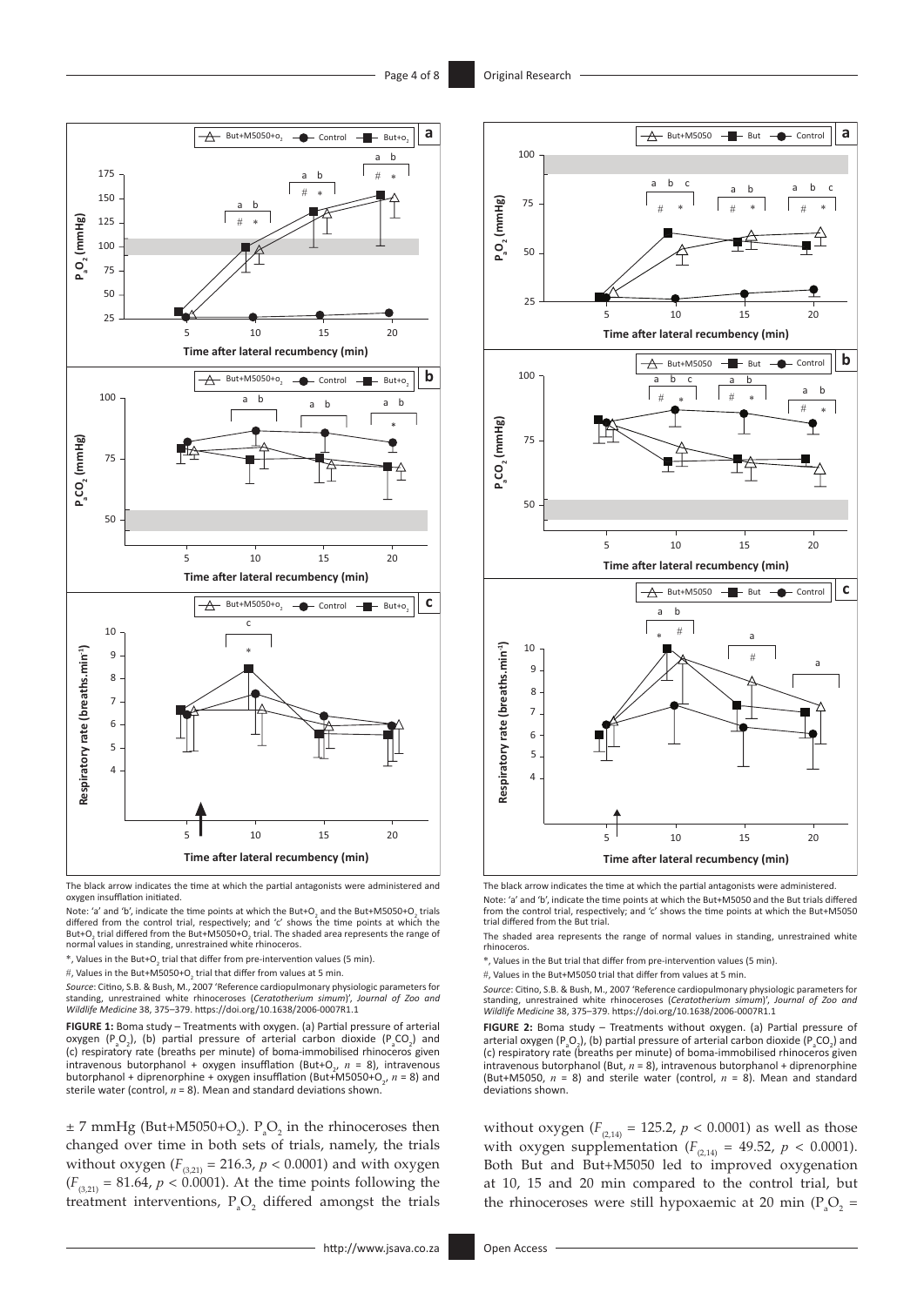The black arrow indicates the time at which the partial antagonists were administered and oxygen insufflation initiated.

Note: 'a' and 'b', indicate the time points at which the But+$O_2$ and the But+M5050+$O_2$ trials differed from the control trial, respectively; and 'c' shows the time points at which the But+$O_2$ trial differed from the But+M5050+$O_2$ trial. The shaded area represents the range of normal values in standing, unrestrained white rhinoceros.

*, Values in the But+$O_2$ trial that differ from pre-intervention values (5 min).

#, Values in the But+M5050+$O_2$ trial that differ from values at 5 min.

*Source*: Citino, S.B. & Bush, M., 2007 'Reference cardiopulmonary physiologic parameters for standing, unrestrained white rhinoceroses (*Ceratotherium simum*)', *Journal of Zoo and Wildlife Medicine* 38, 375–379. https://doi.org/10.1638/2006-0007R1.1

**FIGURE 1:** Boma study – Treatments with oxygen. (a) Partial pressure of arterial oxygen ($P_aO_2$), (b) partial pressure of arterial carbon dioxide ($P_aCO_2$) and (c) respiratory rate (breaths per minute) of boma-immobilised rhinoceros given intravenous butorphanol + oxygen insufflation (But+$O_2$, $n$ = 8), intravenous butorphanol + diprenorphine + oxygen insufflation (But+M5050+$O_2$, $n$ = 8) and sterile water (control, $n$ = 8). Mean and standard deviations shown.

The black arrow indicates the time at which the partial antagonists were administered.

Note: 'a' and 'b', indicate the time points at which the But+M5050 and the But trials differed from the control trial, respectively; and 'c' shows the time points at which the But+M5050 trial differed from the But trial.

The shaded area represents the range of normal values in standing, unrestrained white rhinoceros.

*, Values in the But trial that differ from pre-intervention values (5 min).

#, Values in the But+M5050 trial that differ from values at 5 min.

*Source*: Citino, S.B. & Bush, M., 2007 'Reference cardiopulmonary physiologic parameters for standing, unrestrained white rhinoceroses (*Ceratotherium simum*)', *Journal of Zoo and Wildlife Medicine* 38, 375–379. https://doi.org/10.1638/2006-0007R1.1

**FIGURE 2:** Boma study – Treatments without oxygen. (a) Partial pressure of arterial oxygen ($P_aO_2$), (b) partial pressure of arterial carbon dioxide ($P_aCO_2$) and (c) respiratory rate (breaths per minute) of boma-immobilised rhinoceros given intravenous butorphanol (But, $n$ = 8), intravenous butorphanol + diprenorphine (But+M5050, $n$ = 8) and sterile water (control, $n$ = 8). Mean and standard deviations shown.

± 7 mmHg (But+M5050+$O_2$). $P_aO_2$ in the rhinoceroses then changed over time in both sets of trials, namely, the trials without oxygen ($F_{(3,21)}$ = 216.3, $p$ < 0.0001) and with oxygen ($F_{(3,21)}$ = 81.64, $p$ < 0.0001). At the time points following the treatment interventions, $P_aO_2$ differed amongst the trials without oxygen ($F_{(2,14)}$ = 125.2, $p$ < 0.0001) as well as those with oxygen supplementation ($F_{(2,14)}$ = 49.52, $p$ < 0.0001). Both But and But+M5050 led to improved oxygenation at 10, 15 and 20 min compared to the control trial, but the rhinoceroses were still hypoxaemic at 20 min ($P_aO_2$ =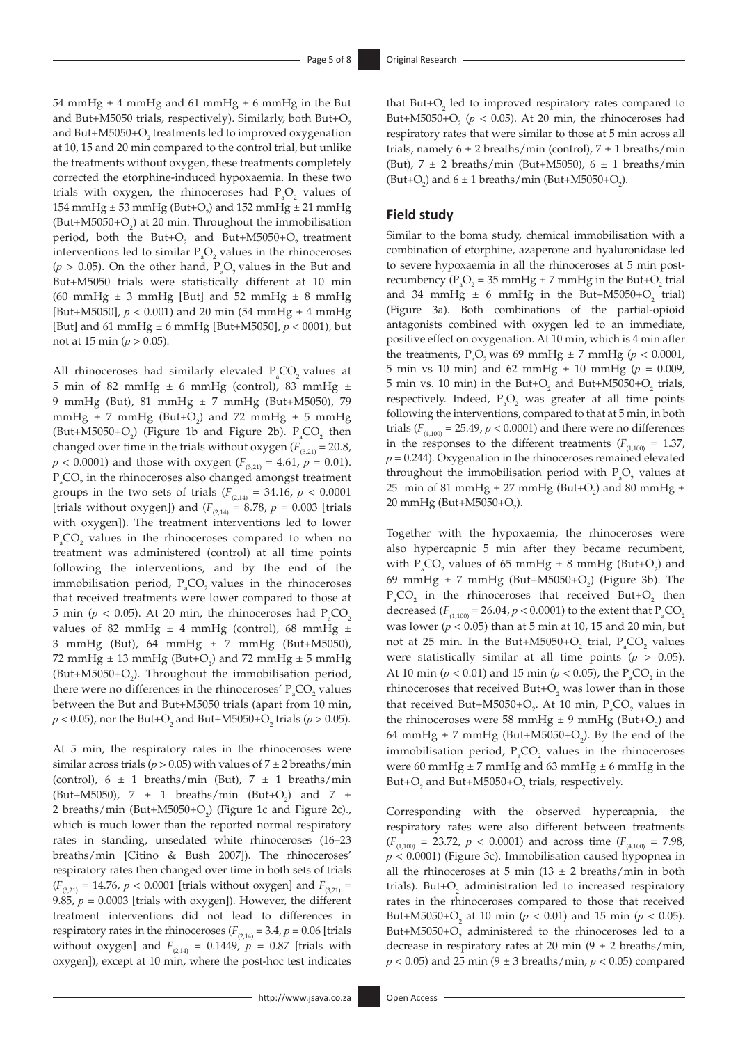54 mmHg ± 4 mmHg and 61 mmHg ± 6 mmHg in the But and But+M5050 trials, respectively). Similarly, both But+$O_2$ and But+M5050+$O_2$ treatments led to improved oxygenation at 10, 15 and 20 min compared to the control trial, but unlike the treatments without oxygen, these treatments completely corrected the etorphine-induced hypoxaemia. In these two trials with oxygen, the rhinoceroses had $P_aO_2$ values of 154 mmHg ± 53 mmHg (But+$O_2$) and 152 mmHg ± 21 mmHg (But+M5050+$O_2$) at 20 min. Throughout the immobilisation period, both the But+$O_2$ and But+M5050+$O_2$ treatment interventions led to similar $P_aO_2$ values in the rhinoceroses ($p > 0.05$). On the other hand, $P_aO_2$ values in the But and But+M5050 trials were statistically different at 10 min (60 mmHg ± 3 mmHg [But] and 52 mmHg ± 8 mmHg [But+M5050], $p < 0.001$) and 20 min (54 mmHg ± 4 mmHg [But] and 61 mmHg ± 6 mmHg [But+M5050], $p < 0001$), but not at 15 min ($p > 0.05$).

All rhinoceroses had similarly elevated $P_aCO_2$ values at 5 min of 82 mmHg ± 6 mmHg (control), 83 mmHg ± 9 mmHg (But), 81 mmHg ± 7 mmHg (But+M5050), 79 mmHg ± 7 mmHg (But+$O_2$) and 72 mmHg ± 5 mmHg (But+M5050+$O_2$) (Figure 1b and Figure 2b). $P_aCO_2$ then changed over time in the trials without oxygen ($F_{(3,21)} = 20.8$, $p < 0.0001$) and those with oxygen ($F_{(3,21)} = 4.61$, $p = 0.01$). $P_aCO_2$ in the rhinoceroses also changed amongst treatment groups in the two sets of trials ($F_{(2,14)} = 34.16$, $p < 0.0001$ [trials without oxygen]) and ($F_{(2,14)} = 8.78$, $p = 0.003$ [trials with oxygen]). The treatment interventions led to lower $P_aCO_2$ values in the rhinoceroses compared to when no treatment was administered (control) at all time points following the interventions, and by the end of the immobilisation period, $P_aCO_2$ values in the rhinoceroses that received treatments were lower compared to those at 5 min ($p < 0.05$). At 20 min, the rhinoceroses had $P_aCO_2$ values of 82 mmHg ± 4 mmHg (control), 68 mmHg ± 3 mmHg (But), 64 mmHg ± 7 mmHg (But+M5050), 72 mmHg ± 13 mmHg (But+$O_2$) and 72 mmHg ± 5 mmHg (But+M5050+$O_2$). Throughout the immobilisation period, there were no differences in the rhinoceroses' $P_aCO_2$ values between the But and But+M5050 trials (apart from 10 min, $p < 0.05$), nor the But+$O_2$ and But+M5050+$O_2$ trials ($p > 0.05$).

At 5 min, the respiratory rates in the rhinoceroses were similar across trials ($p > 0.05$) with values of 7 ± 2 breaths/min (control), 6 ± 1 breaths/min (But), 7 ± 1 breaths/min (But+M5050), 7 ± 1 breaths/min (But+$O_2$) and 7 ± 2 breaths/min (But+M5050+$O_2$) (Figure 1c and Figure 2c)., which is much lower than the reported normal respiratory rates in standing, unsedated white rhinoceroses (16–23 breaths/min [Citino & Bush 2007]). The rhinoceroses' respiratory rates then changed over time in both sets of trials ($F_{(3,21)} = 14.76$, $p < 0.0001$ [trials without oxygen] and $F_{(3,21)} = 9.85$, $p = 0.0003$ [trials with oxygen]). However, the different treatment interventions did not lead to differences in respiratory rates in the rhinoceroses ($F_{(2,14)} = 3.4$, $p = 0.06$ [trials without oxygen] and $F_{(2,14)} = 0.1449$, $p = 0.87$ [trials with oxygen]), except at 10 min, where the post-hoc test indicates that But+$O_2$ led to improved respiratory rates compared to But+M5050+$O_2$ ($p < 0.05$). At 20 min, the rhinoceroses had respiratory rates that were similar to those at 5 min across all trials, namely 6 ± 2 breaths/min (control), 7 ± 1 breaths/min (But), 7 ± 2 breaths/min (But+M5050), 6 ± 1 breaths/min (But+$O_2$) and 6 ± 1 breaths/min (But+M5050+$O_2$).

## Field study

Similar to the boma study, chemical immobilisation with a combination of etorphine, azaperone and hyaluronidase led to severe hypoxaemia in all the rhinoceroses at 5 min post-recumbency ($P_aO_2$ = 35 mmHg ± 7 mmHg in the But+$O_2$ trial and 34 mmHg ± 6 mmHg in the But+M5050+$O_2$ trial) (Figure 3a). Both combinations of the partial-opioid antagonists combined with oxygen led to an immediate, positive effect on oxygenation. At 10 min, which is 4 min after the treatments, $P_aO_2$ was 69 mmHg ± 7 mmHg ($p < 0.0001$, 5 min vs 10 min) and 62 mmHg ± 10 mmHg ($p = 0.009$, 5 min vs. 10 min) in the But+$O_2$ and But+M5050+$O_2$ trials, respectively. Indeed, $P_aO_2$ was greater at all time points following the interventions, compared to that at 5 min, in both trials ($F_{(4,100)} = 25.49$, $p < 0.0001$) and there were no differences in the responses to the different treatments ($F_{(1,100)} = 1.37$, $p = 0.244$). Oxygenation in the rhinoceroses remained elevated throughout the immobilisation period with $P_aO_2$ values at 25 min of 81 mmHg ± 27 mmHg (But+$O_2$) and 80 mmHg ± 20 mmHg (But+M5050+$O_2$).

Together with the hypoxaemia, the rhinoceroses were also hypercapnic 5 min after they became recumbent, with $P_aCO_2$ values of 65 mmHg ± 8 mmHg (But+$O_2$) and 69 mmHg ± 7 mmHg (But+M5050+$O_2$) (Figure 3b). The $P_aCO_2$ in the rhinoceroses that received But+$O_2$ then decreased ($F_{(1,100)} = 26.04$, $p < 0.0001$) to the extent that $P_aCO_2$ was lower ($p < 0.05$) than at 5 min at 10, 15 and 20 min, but not at 25 min. In the But+M5050+$O_2$ trial, $P_aCO_2$ values were statistically similar at all time points ($p > 0.05$). At 10 min ($p < 0.01$) and 15 min ($p < 0.05$), the $P_aCO_2$ in the rhinoceroses that received But+$O_2$ was lower than in those that received But+M5050+$O_2$. At 10 min, $P_aCO_2$ values in the rhinoceroses were 58 mmHg ± 9 mmHg (But+$O_2$) and 64 mmHg ± 7 mmHg (But+M5050+$O_2$). By the end of the immobilisation period, $P_aCO_2$ values in the rhinoceroses were 60 mmHg ± 7 mmHg and 63 mmHg ± 6 mmHg in the But+$O_2$ and But+M5050+$O_2$ trials, respectively.

Corresponding with the observed hypercapnia, the respiratory rates were also different between treatments ($F_{(1,100)} = 23.72$, $p < 0.0001$) and across time ($F_{(4,100)} = 7.98$, $p < 0.0001$) (Figure 3c). Immobilisation caused hypopnea in all the rhinoceroses at 5 min (13 ± 2 breaths/min in both trials). But+$O_2$ administration led to increased respiratory rates in the rhinoceroses compared to those that received But+M5050+$O_2$ at 10 min ($p < 0.01$) and 15 min ($p < 0.05$). But+M5050+$O_2$ administered to the rhinoceroses led to a decrease in respiratory rates at 20 min (9 ± 2 breaths/min, $p < 0.05$) and 25 min (9 ± 3 breaths/min, $p < 0.05$) compared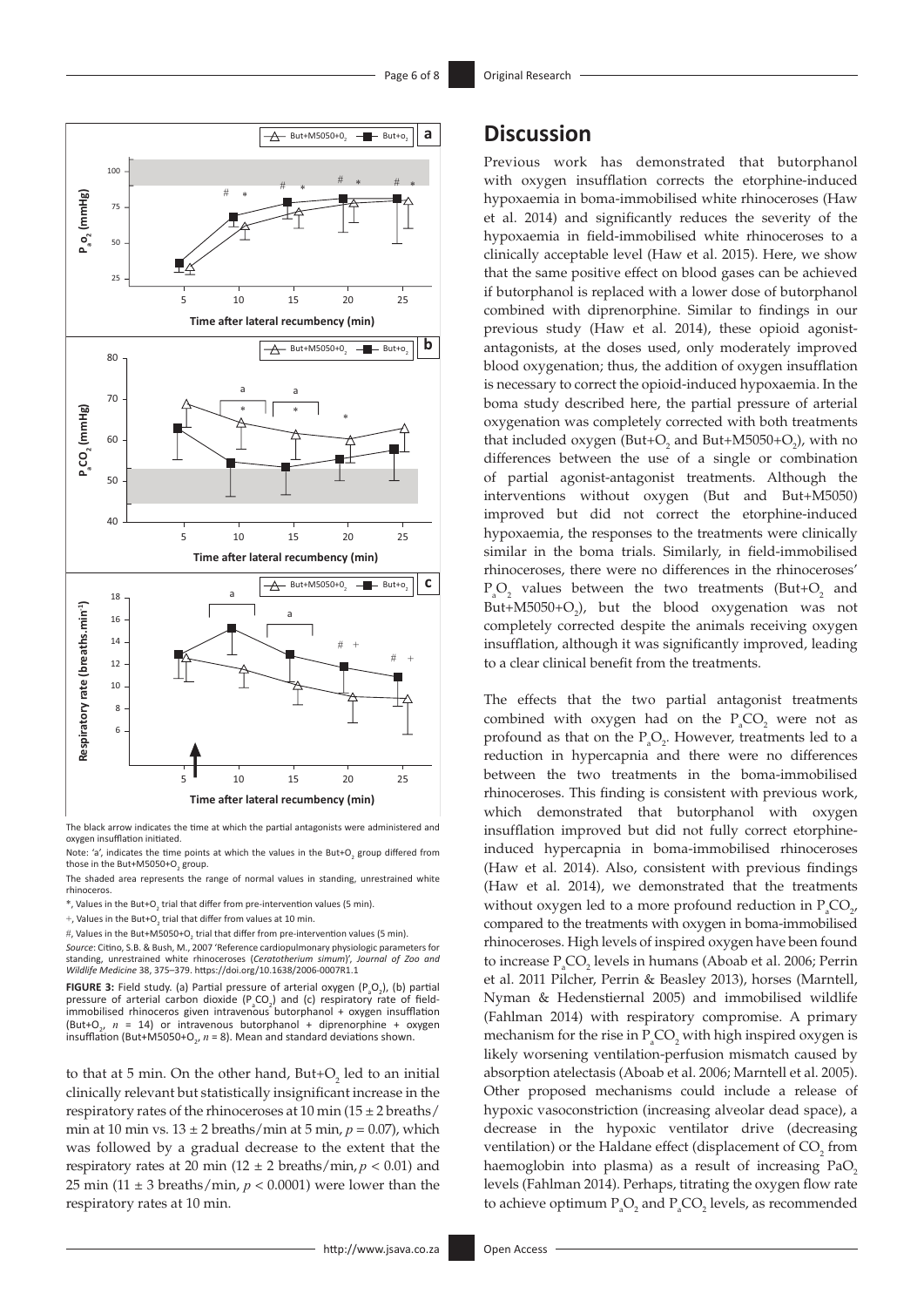The black arrow indicates the time at which the partial antagonists were administered and oxygen insufflation initiated.

Note: 'a', indicates the time points at which the values in the But+$O_2$ group differed from those in the But+M5050+$O_2$ group.

The shaded area represents the range of normal values in standing, unrestrained white rhinoceros.

*, Values in the But+$O_2$ trial that differ from pre-intervention values (5 min).

+, Values in the But+$O_2$ trial that differ from values at 10 min.

#, Values in the But+M5050+$O_2$ trial that differ from pre-intervention values (5 min).

*Source*: Citino, S.B. & Bush, M., 2007 'Reference cardiopulmonary physiologic parameters for standing, unrestrained white rhinoceroses (*Ceratotherium simum*)', *Journal of Zoo and Wildlife Medicine* 38, 375–379. https://doi.org/10.1638/2006-0007R1.1

**FIGURE 3:** Field study. (a) Partial pressure of arterial oxygen ($P_aO_2$), (b) partial pressure of arterial carbon dioxide ($P_aCO_2$) and (c) respiratory rate of field-immobilised rhinoceros given intravenous butorphanol + oxygen insufflation (But+$O_2$, $n$ = 14) or intravenous butorphanol + diprenorphine + oxygen insufflation (But+M5050+$O_2$, $n$ = 8). Mean and standard deviations shown.

to that at 5 min. On the other hand, But+$O_2$ led to an initial clinically relevant but statistically insignificant increase in the respiratory rates of the rhinoceroses at 10 min (15 ± 2 breaths/min at 10 min vs. 13 ± 2 breaths/min at 5 min, $p = 0.07$), which was followed by a gradual decrease to the extent that the respiratory rates at 20 min (12 ± 2 breaths/min, $p < 0.01$) and 25 min (11 ± 3 breaths/min, $p < 0.0001$) were lower than the respiratory rates at 10 min.

## Discussion

Previous work has demonstrated that butorphanol with oxygen insufflation corrects the etorphine-induced hypoxaemia in boma-immobilised white rhinoceroses (Haw et al. 2014) and significantly reduces the severity of the hypoxaemia in field-immobilised white rhinoceroses to a clinically acceptable level (Haw et al. 2015). Here, we show that the same positive effect on blood gases can be achieved if butorphanol is replaced with a lower dose of butorphanol combined with diprenorphine. Similar to findings in our previous study (Haw et al. 2014), these opioid agonist-antagonists, at the doses used, only moderately improved blood oxygenation; thus, the addition of oxygen insufflation is necessary to correct the opioid-induced hypoxaemia. In the boma study described here, the partial pressure of arterial oxygenation was completely corrected with both treatments that included oxygen (But+$O_2$ and But+M5050+$O_2$), with no differences between the use of a single or combination of partial agonist-antagonist treatments. Although the interventions without oxygen (But and But+M5050) improved but did not correct the etorphine-induced hypoxaemia, the responses to the treatments were clinically similar in the boma trials. Similarly, in field-immobilised rhinoceroses, there were no differences in the rhinoceroses' $P_aO_2$ values between the two treatments (But+$O_2$ and But+M5050+$O_2$), but the blood oxygenation was not completely corrected despite the animals receiving oxygen insufflation, although it was significantly improved, leading to a clear clinical benefit from the treatments.

The effects that the two partial antagonist treatments combined with oxygen had on the $P_aCO_2$ were not as profound as that on the $P_aO_2$. However, treatments led to a reduction in hypercapnia and there were no differences between the two treatments in the boma-immobilised rhinoceroses. This finding is consistent with previous work, which demonstrated that butorphanol with oxygen insufflation improved but did not fully correct etorphine-induced hypercapnia in boma-immobilised rhinoceroses (Haw et al. 2014). Also, consistent with previous findings (Haw et al. 2014), we demonstrated that the treatments without oxygen led to a more profound reduction in $P_aCO_2$, compared to the treatments with oxygen in boma-immobilised rhinoceroses. High levels of inspired oxygen have been found to increase $P_aCO_2$ levels in humans (Aboab et al. 2006; Perrin et al. 2011 Pilcher, Perrin & Beasley 2013), horses (Marntell, Nyman & Hedenstiernal 2005) and immobilised wildlife (Fahlman 2014) with respiratory compromise. A primary mechanism for the rise in $P_aCO_2$ with high inspired oxygen is likely worsening ventilation-perfusion mismatch caused by absorption atelectasis (Aboab et al. 2006; Marntell et al. 2005). Other proposed mechanisms could include a release of hypoxic vasoconstriction (increasing alveolar dead space), a decrease in the hypoxic ventilator drive (decreasing ventilation) or the Haldane effect (displacement of $CO_2$ from haemoglobin into plasma) as a result of increasing $PaO_2$ levels (Fahlman 2014). Perhaps, titrating the oxygen flow rate to achieve optimum $P_aO_2$ and $P_aCO_2$ levels, as recommended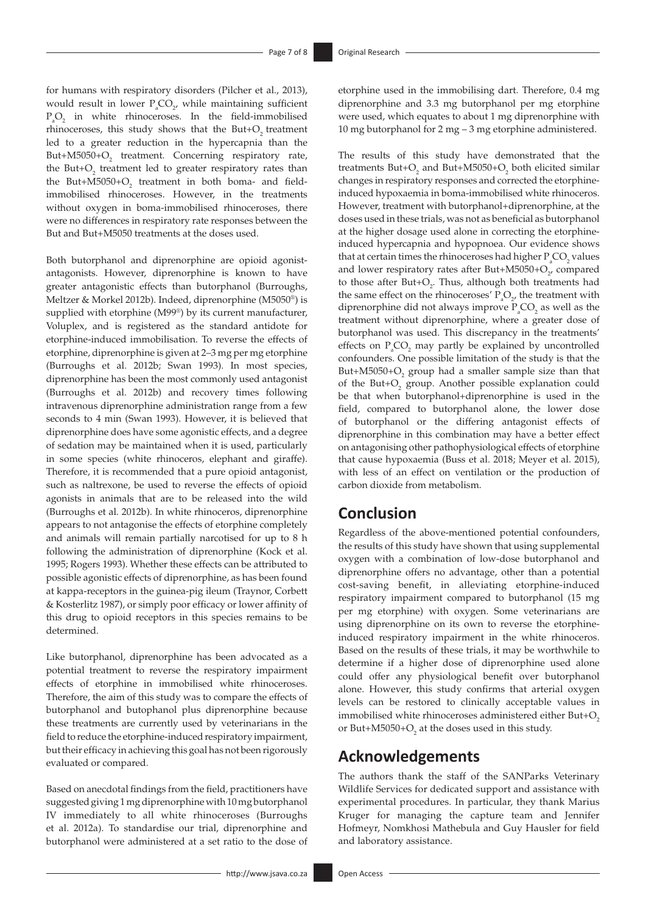for humans with respiratory disorders (Pilcher et al., 2013), would result in lower $P_aCO_2$, while maintaining sufficient $P_aO_2$ in white rhinoceroses. In the field-immobilised rhinoceroses, this study shows that the But+$O_2$ treatment led to a greater reduction in the hypercapnia than the But+M5050+$O_2$ treatment. Concerning respiratory rate, the But+$O_2$ treatment led to greater respiratory rates than the But+M5050+$O_2$ treatment in both boma- and field-immobilised rhinoceroses. However, in the treatments without oxygen in boma-immobilised rhinoceroses, there were no differences in respiratory rate responses between the But and But+M5050 treatments at the doses used.

Both butorphanol and diprenorphine are opioid agonist-antagonists. However, diprenorphine is known to have greater antagonistic effects than butorphanol (Burroughs, Meltzer & Morkel 2012b). Indeed, diprenorphine (M5050®) is supplied with etorphine (M99®) by its current manufacturer, Voluplex, and is registered as the standard antidote for etorphine-induced immobilisation. To reverse the effects of etorphine, diprenorphine is given at 2–3 mg per mg etorphine (Burroughs et al. 2012b; Swan 1993). In most species, diprenorphine has been the most commonly used antagonist (Burroughs et al. 2012b) and recovery times following intravenous diprenorphine administration range from a few seconds to 4 min (Swan 1993). However, it is believed that diprenorphine does have some agonistic effects, and a degree of sedation may be maintained when it is used, particularly in some species (white rhinoceros, elephant and giraffe). Therefore, it is recommended that a pure opioid antagonist, such as naltrexone, be used to reverse the effects of opioid agonists in animals that are to be released into the wild (Burroughs et al. 2012b). In white rhinoceros, diprenorphine appears to not antagonise the effects of etorphine completely and animals will remain partially narcotised for up to 8 h following the administration of diprenorphine (Kock et al. 1995; Rogers 1993). Whether these effects can be attributed to possible agonistic effects of diprenorphine, as has been found at kappa-receptors in the guinea-pig ileum (Traynor, Corbett & Kosterlitz 1987), or simply poor efficacy or lower affinity of this drug to opioid receptors in this species remains to be determined.

Like butorphanol, diprenorphine has been advocated as a potential treatment to reverse the respiratory impairment effects of etorphine in immobilised white rhinoceroses. Therefore, the aim of this study was to compare the effects of butorphanol and butophanol plus diprenorphine because these treatments are currently used by veterinarians in the field to reduce the etorphine-induced respiratory impairment, but their efficacy in achieving this goal has not been rigorously evaluated or compared.

Based on anecdotal findings from the field, practitioners have suggested giving 1 mg diprenorphine with 10 mg butorphanol IV immediately to all white rhinoceroses (Burroughs et al. 2012a). To standardise our trial, diprenorphine and butorphanol were administered at a set ratio to the dose of etorphine used in the immobilising dart. Therefore, 0.4 mg diprenorphine and 3.3 mg butorphanol per mg etorphine were used, which equates to about 1 mg diprenorphine with 10 mg butorphanol for 2 mg – 3 mg etorphine administered.

The results of this study have demonstrated that the treatments But+$O_2$ and But+M5050+$O_2$ both elicited similar changes in respiratory responses and corrected the etorphine-induced hypoxaemia in boma-immobilised white rhinoceros. However, treatment with butorphanol+diprenorphine, at the doses used in these trials, was not as beneficial as butorphanol at the higher dosage used alone in correcting the etorphine-induced hypercapnia and hypopnoea. Our evidence shows that at certain times the rhinoceroses had higher $P_aCO_2$ values and lower respiratory rates after But+M5050+$O_2$, compared to those after But+$O_2$. Thus, although both treatments had the same effect on the rhinoceroses' $P_aO_2$, the treatment with diprenorphine did not always improve $P_aCO_2$ as well as the treatment without diprenorphine, where a greater dose of butorphanol was used. This discrepancy in the treatments' effects on $P_aCO_2$ may partly be explained by uncontrolled confounders. One possible limitation of the study is that the But+M5050+$O_2$ group had a smaller sample size than that of the But+$O_2$ group. Another possible explanation could be that when butorphanol+diprenorphine is used in the field, compared to butorphanol alone, the lower dose of butorphanol or the differing antagonist effects of diprenorphine in this combination may have a better effect on antagonising other pathophysiological effects of etorphine that cause hypoxaemia (Buss et al. 2018; Meyer et al. 2015), with less of an effect on ventilation or the production of carbon dioxide from metabolism.

## Conclusion

Regardless of the above-mentioned potential confounders, the results of this study have shown that using supplemental oxygen with a combination of low-dose butorphanol and diprenorphine offers no advantage, other than a potential cost-saving benefit, in alleviating etorphine-induced respiratory impairment compared to butorphanol (15 mg per mg etorphine) with oxygen. Some veterinarians are using diprenorphine on its own to reverse the etorphine-induced respiratory impairment in the white rhinoceros. Based on the results of these trials, it may be worthwhile to determine if a higher dose of diprenorphine used alone could offer any physiological benefit over butorphanol alone. However, this study confirms that arterial oxygen levels can be restored to clinically acceptable values in immobilised white rhinoceroses administered either But+$O_2$ or But+M5050+$O_2$ at the doses used in this study.

## Acknowledgements

The authors thank the staff of the SANParks Veterinary Wildlife Services for dedicated support and assistance with experimental procedures. In particular, they thank Marius Kruger for managing the capture team and Jennifer Hofmeyr, Nomkhosi Mathebula and Guy Hausler for field and laboratory assistance.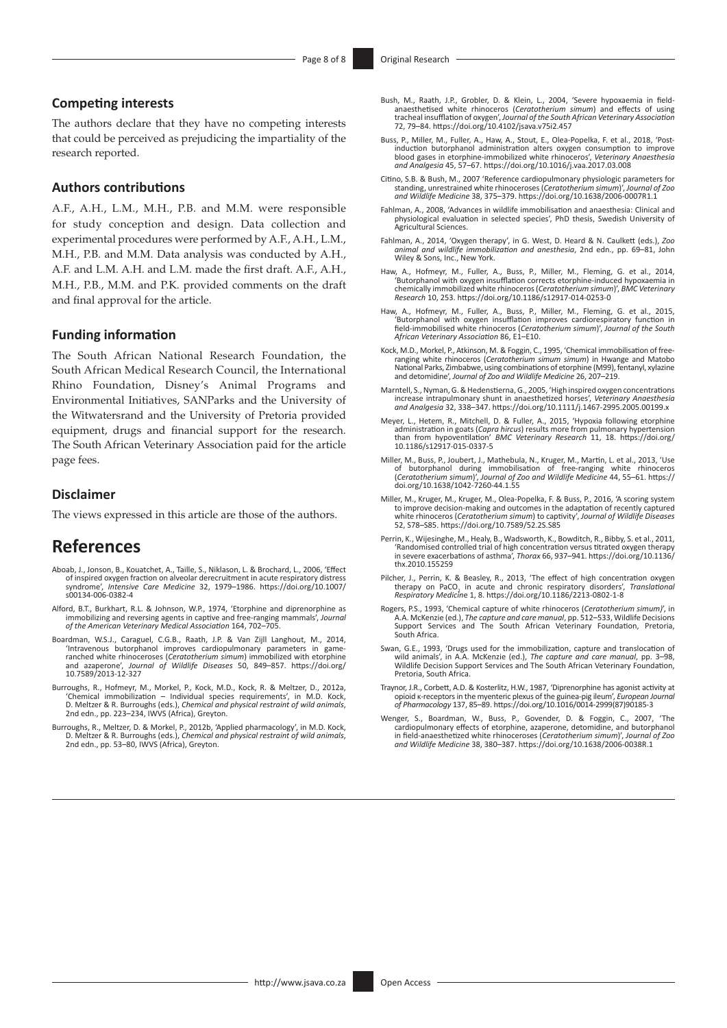## Competing interests

The authors declare that they have no competing interests that could be perceived as prejudicing the impartiality of the research reported.

## Authors contributions

A.F., A.H., L.M., M.H., P.B. and M.M. were responsible for study conception and design. Data collection and experimental procedures were performed by A.F., A.H., L.M., M.H., P.B. and M.M. Data analysis was conducted by A.H., A.F. and L.M. A.H. and L.M. made the first draft. A.F., A.H., M.H., P.B., M.M. and P.K. provided comments on the draft and final approval for the article.

## Funding information

The South African National Research Foundation, the South African Medical Research Council, the International Rhino Foundation, Disney's Animal Programs and Environmental Initiatives, SANParks and the University of the Witwatersrand and the University of Pretoria provided equipment, drugs and financial support for the research. The South African Veterinary Association paid for the article page fees.

## Disclaimer

The views expressed in this article are those of the authors.

# References

Aboab, J., Jonson, B., Kouatchet, A., Taille, S., Niklason, L. & Brochard, L., 2006, 'Effect of inspired oxygen fraction on alveolar derecruitment in acute respiratory distress syndrome', *Intensive Care Medicine* 32, 1979–1986. https://doi.org/10.1007/s00134-006-0382-4

Alford, B.T., Burkhart, R.L. & Johnson, W.P., 1974, 'Etorphine and diprenorphine as immobilizing and reversing agents in captive and free-ranging mammals', *Journal of the American Veterinary Medical Association* 164, 702–705.

Boardman, W.S.J., Caraguel, C.G.B., Raath, J.P. & Van Zijll Langhout, M., 2014, 'Intravenous butorphanol improves cardiopulmonary parameters in game-ranched white rhinoceroses (*Ceratotherium simum*) immobilized with etorphine and azaperone', *Journal of Wildlife Diseases* 50, 849–857. https://doi.org/10.7589/2013-12-327

Burroughs, R., Hofmeyr, M., Morkel, P., Kock, M.D., Kock, R. & Meltzer, D., 2012a, 'Chemical immobilization – Individual species requirements', in M.D. Kock, D. Meltzer & R. Burroughs (eds.), *Chemical and physical restraint of wild animals*, 2nd edn., pp. 223–234, IWVS (Africa), Greyton.

Burroughs, R., Meltzer, D. & Morkel, P., 2012b, 'Applied pharmacology', in M.D. Kock, D. Meltzer & R. Burroughs (eds.), *Chemical and physical restraint of wild animals*, 2nd edn., pp. 53–80, IWVS (Africa), Greyton.

Bush, M., Raath, J.P., Grobler, D. & Klein, L., 2004, 'Severe hypoxaemia in field-anaesthetised white rhinoceros (*Ceratotherium simum*) and effects of using tracheal insufflation of oxygen', *Journal of the South African Veterinary Association* 72, 79–84. https://doi.org/10.4102/jsava.v75i2.457

Buss, P., Miller, M., Fuller, A., Haw, A., Stout, E., Olea-Popelka, F. et al., 2018, 'Post-induction butorphanol administration alters oxygen consumption to improve blood gases in etorphine-immobilized white rhinoceros', *Veterinary Anaesthesia and Analgesia* 45, 57–67. https://doi.org/10.1016/j.vaa.2017.03.008

Citino, S.B. & Bush, M., 2007 'Reference cardiopulmonary physiologic parameters for standing, unrestrained white rhinoceroses (*Ceratotherium simum*)', *Journal of Zoo and Wildlife Medicine* 38, 375–379. https://doi.org/10.1638/2006-0007R1.1

Fahlman, A., 2008, 'Advances in wildlife immobilisation and anaesthesia: Clinical and physiological evaluation in selected species', PhD thesis, Swedish University of Agricultural Sciences.

Fahlman, A., 2014, 'Oxygen therapy', in G. West, D. Heard & N. Caulkett (eds.), *Zoo animal and wildlife immobilization and anesthesia*, 2nd edn., pp. 69–81, John Wiley & Sons, Inc., New York.

Haw, A., Hofmeyr, M., Fuller, A., Buss, P., Miller, M., Fleming, G. et al., 2014, 'Butorphanol with oxygen insufflation corrects etorphine-induced hypoxaemia in chemically immobilized white rhinoceros (*Ceratotherium simum*)', *BMC Veterinary Research* 10, 253. https://doi.org/10.1186/s12917-014-0253-0

Haw, A., Hofmeyr, M., Fuller, A., Buss, P., Miller, M., Fleming, G. et al., 2015, 'Butorphanol with oxygen insufflation improves cardiorespiratory function in field-immobilised white rhinoceros (*Ceratotherium simum*)', *Journal of the South African Veterinary Association* 86, E1–E10.

Kock, M.D., Morkel, P., Atkinson, M. & Foggin, C., 1995, 'Chemical immobilisation of free-ranging white rhinoceros (*Ceratotherium simum simum*) in Hwange and Matobo National Parks, Zimbabwe, using combinations of etorphine (M99), fentanyl, xylazine and detomidine', *Journal of Zoo and Wildlife Medicine* 26, 207–219.

Marntell, S., Nyman, G. & Hedenstierna, G., 2005, 'High inspired oxygen concentrations increase intrapulmonary shunt in anaesthetized horses', *Veterinary Anaesthesia and Analgesia* 32, 338–347. https://doi.org/10.1111/j.1467-2995.2005.00199.x

Meyer, L., Hetem, R., Mitchell, D. & Fuller, A., 2015, 'Hypoxia following etorphine administration in goats (*Capra hircus*) results more from pulmonary hypertension than from hypoventilation' *BMC Veterinary Research* 11, 18. https://doi.org/10.1186/s12917-015-0337-5

Miller, M., Buss, P., Joubert, J., Mathebula, N., Kruger, M., Martin, L. et al., 2013, 'Use of butorphanol during immobilisation of free-ranging white rhinoceros (*Ceratotherium simum*)', *Journal of Zoo and Wildlife Medicine* 44, 55–61. https://doi.org/10.1638/1042-7260-44.1.55

Miller, M., Kruger, M., Kruger, M., Olea-Popelka, F. & Buss, P., 2016, 'A scoring system to improve decision-making and outcomes in the adaptation of recently captured white rhinoceros (*Ceratotherium simum*) to captivity', *Journal of Wildlife Diseases* 52, S78–S85. https://doi.org/10.7589/52.2S.S85

Perrin, K., Wijesinghe, M., Healy, B., Wadsworth, K., Bowditch, R., Bibby, S. et al., 2011, 'Randomised controlled trial of high concentration versus titrated oxygen therapy in severe exacerbations of asthma', *Thorax* 66, 937–941. https://doi.org/10.1136/thx.2010.155259

Pilcher, J., Perrin, K. & Beasley, R., 2013, 'The effect of high concentration oxygen therapy on $PaCO_2$ in acute and chronic respiratory disorders', *Translational Respiratory Medicine* 1, 8. https://doi.org/10.1186/2213-0802-1-8

Rogers, P.S., 1993, 'Chemical capture of white rhinoceros (*Ceratotherium simum)*', in A.A. McKenzie (ed.), *The capture and care manual*, pp. 512–533, Wildlife Decisions Support Services and The South African Veterinary Foundation, Pretoria, South Africa.

Swan, G.E., 1993, 'Drugs used for the immobilization, capture and translocation of wild animals', in A.A. McKenzie (ed.), *The capture and care manual*, pp. 3–98, Wildlife Decision Support Services and The South African Veterinary Foundation, Pretoria, South Africa.

Traynor, J.R., Corbett, A.D. & Kosterlitz, H.W., 1987, 'Diprenorphine has agonist activity at opioid κ-receptors in the myenteric plexus of the guinea-pig ileum', *European Journal of Pharmacology* 137, 85–89. https://doi.org/10.1016/0014-2999(87)90185-3

Wenger, S., Boardman, W., Buss, P., Govender, D. & Foggin, C., 2007, 'The cardiopulmonary effects of etorphine, azaperone, detomidine, and butorphanol in field-anaesthetized white rhinoceros (*Ceratotherium simum*)', *Journal of Zoo and Wildlife Medicine* 38, 380–387. https://doi.org/10.1638/2006-0038R.1